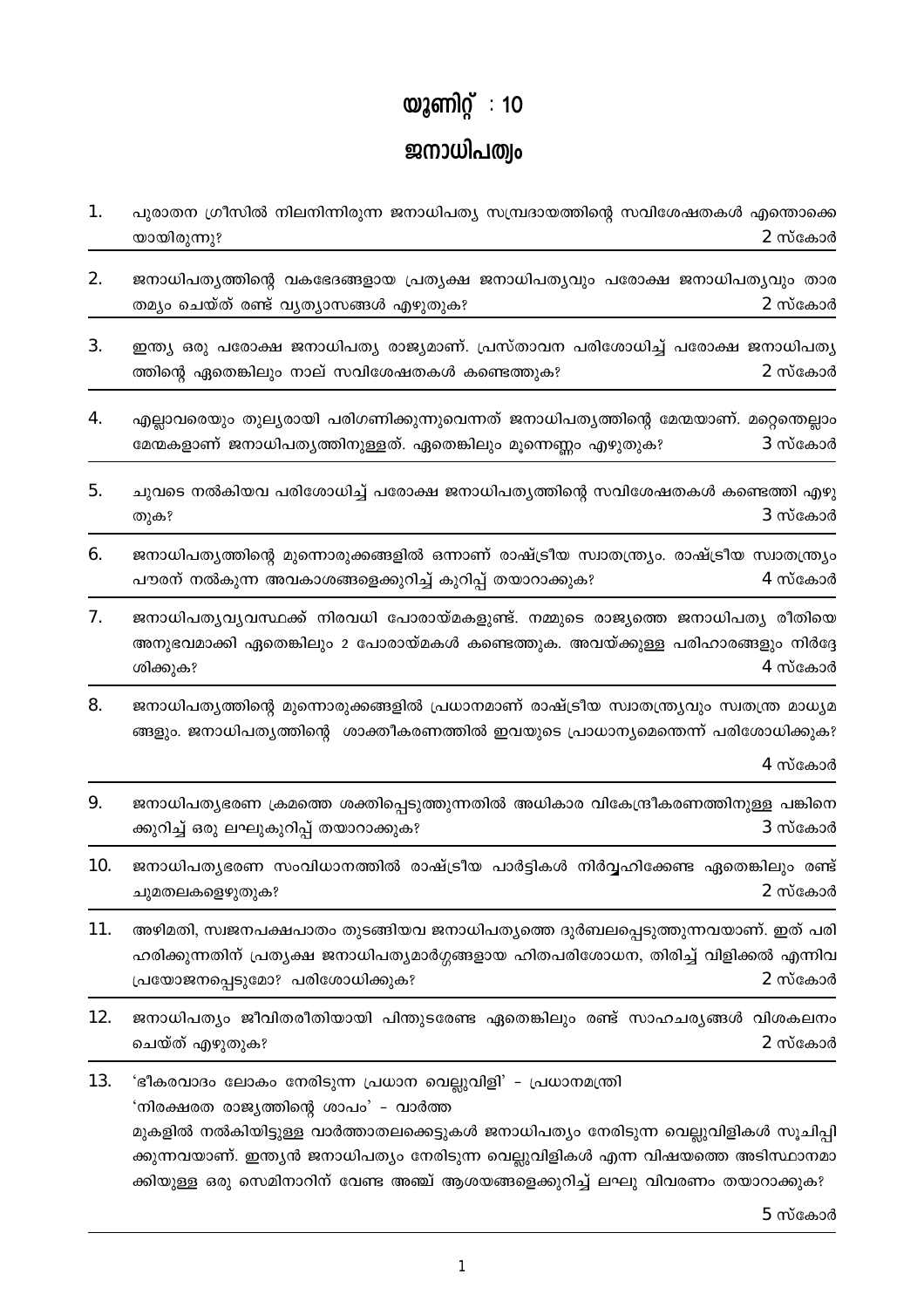# യൂണിറ്റ് : 10

## ജനാധിപത്യം

1. പുരാതന ഗ്രീസിൽ നിലനിന്നിരുന്ന ജനാധിപത്യ സമ്പ്രദായത്തിന്റെ സവിശേഷതകൾ എന്തൊക്കെയായിരുന്നു? 2 സ്കോർ

2. ജനാധിപത്യത്തിന്റെ വകഭേദങ്ങളായ പ്രത്യക്ഷ ജനാധിപത്യവും പരോക്ഷ ജനാധിപത്യവും താരതമ്യം ചെയ്ത് രണ്ട് വ്യത്യാസങ്ങൾ എഴുതുക? 2 സ്കോർ

3. ഇന്ത്യ ഒരു പരോക്ഷ ജനാധിപത്യ രാജ്യമാണ്. പ്രസ്താവന പരിശോധിച്ച് പരോക്ഷ ജനാധിപത്യത്തിന്റെ ഏതെങ്കിലും നാല് സവിശേഷതകൾ കണ്ടെത്തുക? 2 സ്കോർ

4. എല്ലാവരെയും തുല്യരായി പരിഗണിക്കുന്നുവെന്നത് ജനാധിപത്യത്തിന്റെ മേന്മയാണ്. മറ്റെന്തെല്ലാം മേന്മകളാണ് ജനാധിപത്യത്തിനുള്ളത്. ഏതെങ്കിലും മൂന്നെണ്ണം എഴുതുക? 3 സ്കോർ

5. ചുവടെ നൽകിയവ പരിശോധിച്ച് പരോക്ഷ ജനാധിപത്യത്തിന്റെ സവിശേഷതകൾ കണ്ടെത്തി എഴുതുക? 3 സ്കോർ

6. ജനാധിപത്യത്തിന്റെ മുന്നൊരുക്കങ്ങളിൽ ഒന്നാണ് രാഷ്ട്രീയ സ്വാതന്ത്ര്യം. രാഷ്ട്രീയ സ്വാതന്ത്ര്യം പൗരന് നൽകുന്ന അവകാശങ്ങളെക്കുറിച്ച് കുറിപ്പ് തയാറാക്കുക? 4 സ്കോർ

7. ജനാധിപത്യവ്യവസ്ഥക്ക് നിരവധി പോരായ്മകളുണ്ട്. നമ്മുടെ രാജ്യത്തെ ജനാധിപത്യ രീതിയെ അനുഭവമാക്കി ഏതെങ്കിലും 2 പോരായ്മകൾ കണ്ടെത്തുക. അവയ്ക്കുള്ള പരിഹാരങ്ങളും നിർദ്ദേശിക്കുക? 4 സ്കോർ

8. ജനാധിപത്യത്തിന്റെ മുന്നൊരുക്കങ്ങളിൽ പ്രധാനമാണ് രാഷ്ട്രീയ സ്വാതന്ത്ര്യവും സ്വതന്ത്ര മാധ്യമങ്ങളും. ജനാധിപത്യത്തിന്റെ ശാക്തീകരണത്തിൽ ഇവയുടെ പ്രാധാന്യമെന്തെന്ന് പരിശോധിക്കുക? 4 സ്കോർ

9. ജനാധിപത്യഭരണ ക്രമത്തെ ശക്തിപ്പെടുത്തുന്നതിൽ അധികാര വികേന്ദ്രീകരണത്തിനുള്ള പങ്കിനെക്കുറിച്ച് ഒരു ലഘുകുറിപ്പ് തയാറാക്കുക? 3 സ്കോർ

10. ജനാധിപത്യഭരണ സംവിധാനത്തിൽ രാഷ്ട്രീയ പാർട്ടികൾ നിർവ്വഹിക്കേണ്ട ഏതെങ്കിലും രണ്ട് ചുമതലകളെഴുതുക? 2 സ്കോർ

11. അഴിമതി, സ്വജനപക്ഷപാതം തുടങ്ങിയവ ജനാധിപത്യത്തെ ദുർബലപ്പെടുത്തുന്നവയാണ്. ഇത് പരിഹരിക്കുന്നതിന് പ്രത്യക്ഷ ജനാധിപത്യമാർഗ്ഗങ്ങളായ ഹിതപരിശോധന, തിരിച്ച് വിളിക്കൽ എന്നിവ പ്രയോജനപ്പെടുമോ? പരിശോധിക്കുക? 2 സ്കോർ

12. ജനാധിപത്യം ജീവിതരീതിയായി പിന്തുടരേണ്ട ഏതെങ്കിലും രണ്ട് സാഹചര്യങ്ങൾ വിശകലനം ചെയ്ത് എഴുതുക? 2 സ്കോർ

13. 'ഭീകരവാദം ലോകം നേരിടുന്ന പ്രധാന വെല്ലുവിളി' – പ്രധാനമന്ത്രി
'നിരക്ഷരത രാജ്യത്തിന്റെ ശാപം' – വാർത്ത
മുകളിൽ നൽകിയിട്ടുള്ള വാർത്താതലക്കെട്ടുകൾ ജനാധിപത്യം നേരിടുന്ന വെല്ലുവിളികൾ സൂചിപ്പിക്കുന്നവയാണ്. ഇന്ത്യൻ ജനാധിപത്യം നേരിടുന്ന വെല്ലുവിളികൾ എന്ന വിഷയത്തെ അടിസ്ഥാനമാക്കിയുള്ള ഒരു സെമിനാറിന് വേണ്ട അഞ്ച് ആശയങ്ങളെക്കുറിച്ച് ലഘു വിവരണം തയാറാക്കുക? 5 സ്കോർ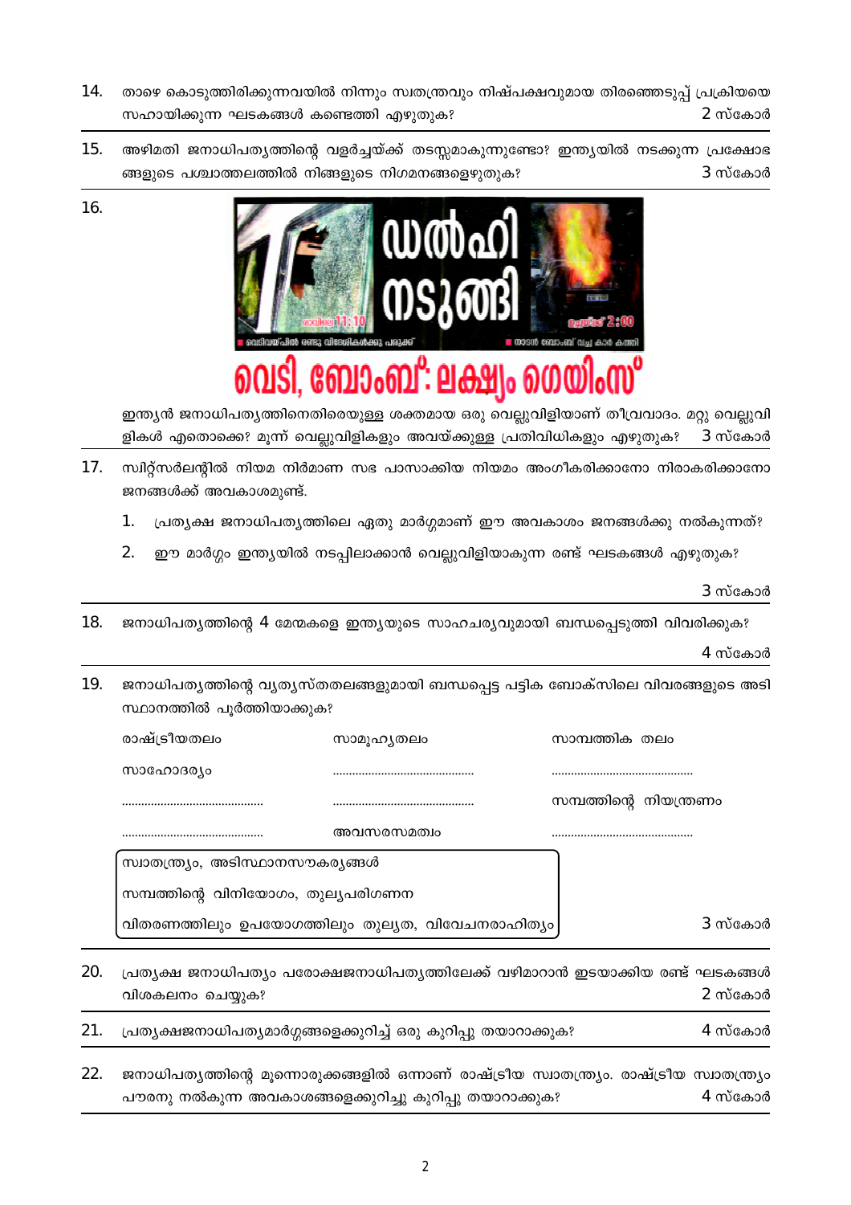14. താഴെ കൊടുത്തിരിക്കുന്നവയിൽ നിന്നും സ്വതന്ത്രവും നിഷ്പക്ഷവുമായ തിരഞ്ഞെടുപ്പ് പ്രക്രിയയെ സഹായിക്കുന്ന ഘടകങ്ങൾ കണ്ടെത്തി എഴുതുക? **2 സ്കോർ**

---

15. അഴിമതി ജനാധിപത്യത്തിന്റെ വളർച്ചയ്ക്ക് തടസ്സമാകുന്നുണ്ടോ? ഇന്ത്യയിൽ നടക്കുന്ന പ്രക്ഷോഭങ്ങളുടെ പശ്ചാത്തലത്തിൽ നിങ്ങളുടെ നിഗമനങ്ങളെഴുതുക? **3 സ്കോർ**

---

16.

ഡൽഹി നടുങ്ങി

വെടി, ബോംബ്: ലക്ഷ്യം ഗെയിംസ്

ഇന്ത്യൻ ജനാധിപത്യത്തിനെതിരെയുള്ള ശക്തമായ ഒരു വെല്ലുവിളിയാണ് തീവ്രവാദം. മറ്റു വെല്ലുവിളികൾ എതൊക്കെ? മൂന്ന് വെല്ലുവിളികളും അവയ്ക്കുള്ള പ്രതിവിധികളും എഴുതുക? **3 സ്കോർ**

---

17. സ്വിറ്റ്സർലന്റിൽ നിയമ നിർമാണ സഭ പാസാക്കിയ നിയമം അംഗീകരിക്കാനോ നിരാകരിക്കാനോ ജനങ്ങൾക്ക് അവകാശമുണ്ട്.

   1. പ്രത്യക്ഷ ജനാധിപത്യത്തിലെ ഏതു മാർഗ്ഗമാണ് ഈ അവകാശം ജനങ്ങൾക്കു നൽകുന്നത്?
   2. ഈ മാർഗ്ഗം ഇന്ത്യയിൽ നടപ്പിലാക്കാൻ വെല്ലുവിളിയാകുന്ന രണ്ട് ഘടകങ്ങൾ എഴുതുക?

**3 സ്കോർ**

---

18. ജനാധിപത്യത്തിന്റെ 4 മേന്മകളെ ഇന്ത്യയുടെ സാഹചര്യവുമായി ബന്ധപ്പെടുത്തി വിവരിക്കുക? **4 സ്കോർ**

---

19. ജനാധിപത്യത്തിന്റെ വ്യത്യസ്തതലങ്ങളുമായി ബന്ധപ്പെട്ട പട്ടിക ബോക്സിലെ വിവരങ്ങളുടെ അടിസ്ഥാനത്തിൽ പൂർത്തിയാക്കുക?

| രാഷ്ട്രീയതലം | സാമൂഹ്യതലം | സാമ്പത്തിക തലം |
|---|---|---|
| സാഹോദര്യം | ........................................ | ........................................ |
| ........................................ | ........................................ | സമ്പത്തിന്റെ നിയന്ത്രണം |
| ........................................ | അവസരസമത്വം | ........................................ |

സ്വാതന്ത്ര്യം, അടിസ്ഥാനസൗകര്യങ്ങൾ
സമ്പത്തിന്റെ വിനിയോഗം, തുല്യപരിഗണന
വിതരണത്തിലും ഉപയോഗത്തിലും തുല്യത, വിവേചനരാഹിത്യം

**3 സ്കോർ**

---

20. പ്രത്യക്ഷ ജനാധിപത്യം പരോക്ഷജനാധിപത്യത്തിലേക്ക് വഴിമാറാൻ ഇടയാക്കിയ രണ്ട് ഘടകങ്ങൾ വിശകലനം ചെയ്യുക? **2 സ്കോർ**

---

21. പ്രത്യക്ഷജനാധിപത്യമാർഗ്ഗങ്ങളെക്കുറിച്ച് ഒരു കുറിപ്പു തയാറാക്കുക? **4 സ്കോർ**

---

22. ജനാധിപത്യത്തിന്റെ മൂന്നൊരുക്കങ്ങളിൽ ഒന്നാണ് രാഷ്ട്രീയ സ്വാതന്ത്ര്യം. രാഷ്ട്രീയ സ്വാതന്ത്ര്യം പൗരനു നൽകുന്ന അവകാശങ്ങളെക്കുറിച്ചു കുറിപ്പു തയാറാക്കുക? **4 സ്കോർ**